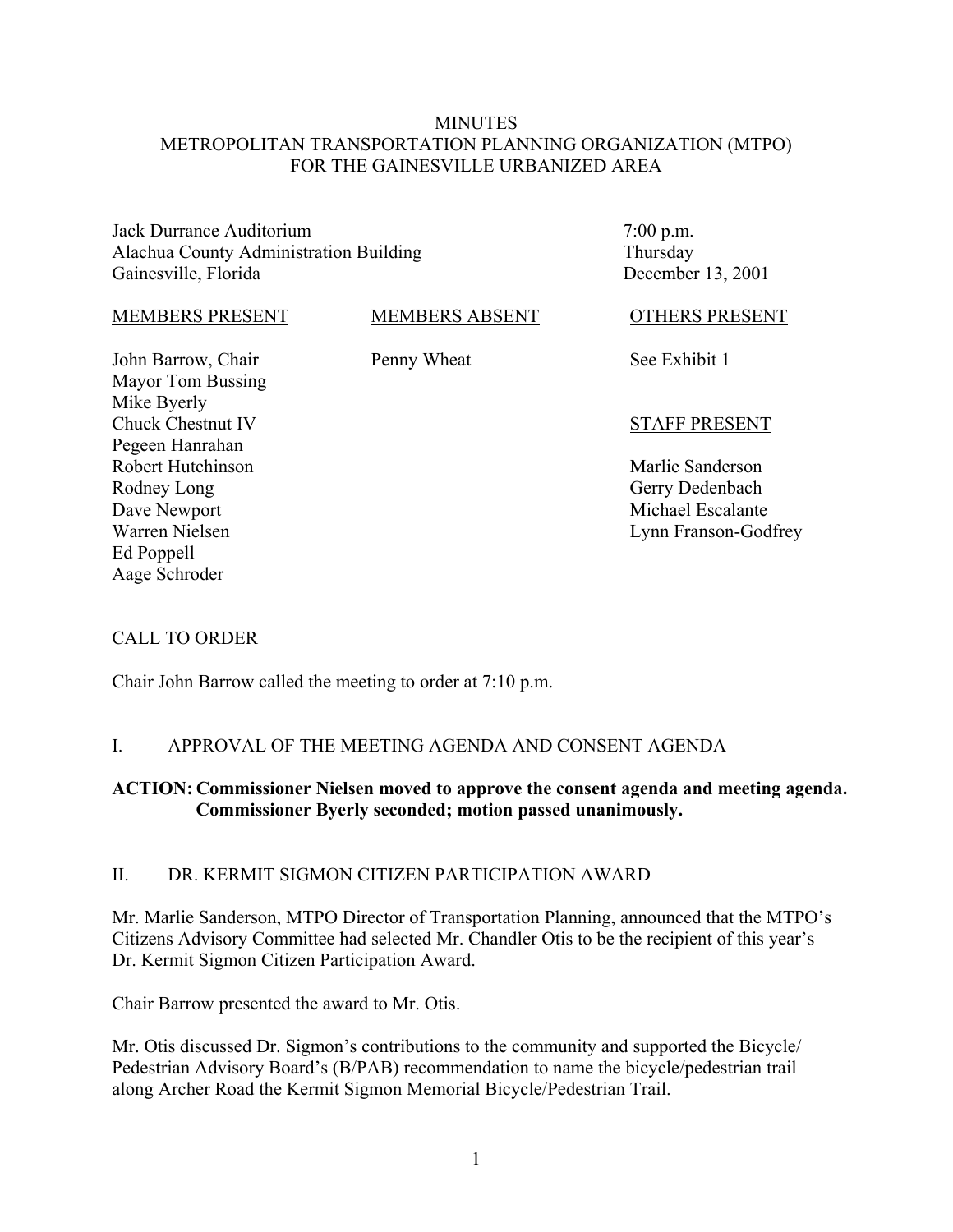# MINUTES
# METROPOLITAN TRANSPORTATION PLANNING ORGANIZATION (MTPO)
# FOR THE GAINESVILLE URBANIZED AREA

Jack Durrance Auditorium  
Alachua County Administration Building  
Gainesville, Florida

7:00 p.m.  
Thursday  
December 13, 2001

| MEMBERS PRESENT | MEMBERS ABSENT | OTHERS PRESENT |
|---|---|---|
| John Barrow, Chair | Penny Wheat | See Exhibit 1 |
| Mayor Tom Bussing | | |
| Mike Byerly | | |
| Chuck Chestnut IV | | **STAFF PRESENT** |
| Pegeen Hanrahan | | |
| Robert Hutchinson | | Marlie Sanderson |
| Rodney Long | | Gerry Dedenbach |
| Dave Newport | | Michael Escalante |
| Warren Nielsen | | Lynn Franson-Godfrey |
| Ed Poppell | | |
| Aage Schroder | | |

## CALL TO ORDER

Chair John Barrow called the meeting to order at 7:10 p.m.

## I. APPROVAL OF THE MEETING AGENDA AND CONSENT AGENDA

**ACTION: Commissioner Nielsen moved to approve the consent agenda and meeting agenda. Commissioner Byerly seconded; motion passed unanimously.**

## II. DR. KERMIT SIGMON CITIZEN PARTICIPATION AWARD

Mr. Marlie Sanderson, MTPO Director of Transportation Planning, announced that the MTPO's Citizens Advisory Committee had selected Mr. Chandler Otis to be the recipient of this year's Dr. Kermit Sigmon Citizen Participation Award.

Chair Barrow presented the award to Mr. Otis.

Mr. Otis discussed Dr. Sigmon's contributions to the community and supported the Bicycle/ Pedestrian Advisory Board's (B/PAB) recommendation to name the bicycle/pedestrian trail along Archer Road the Kermit Sigmon Memorial Bicycle/Pedestrian Trail.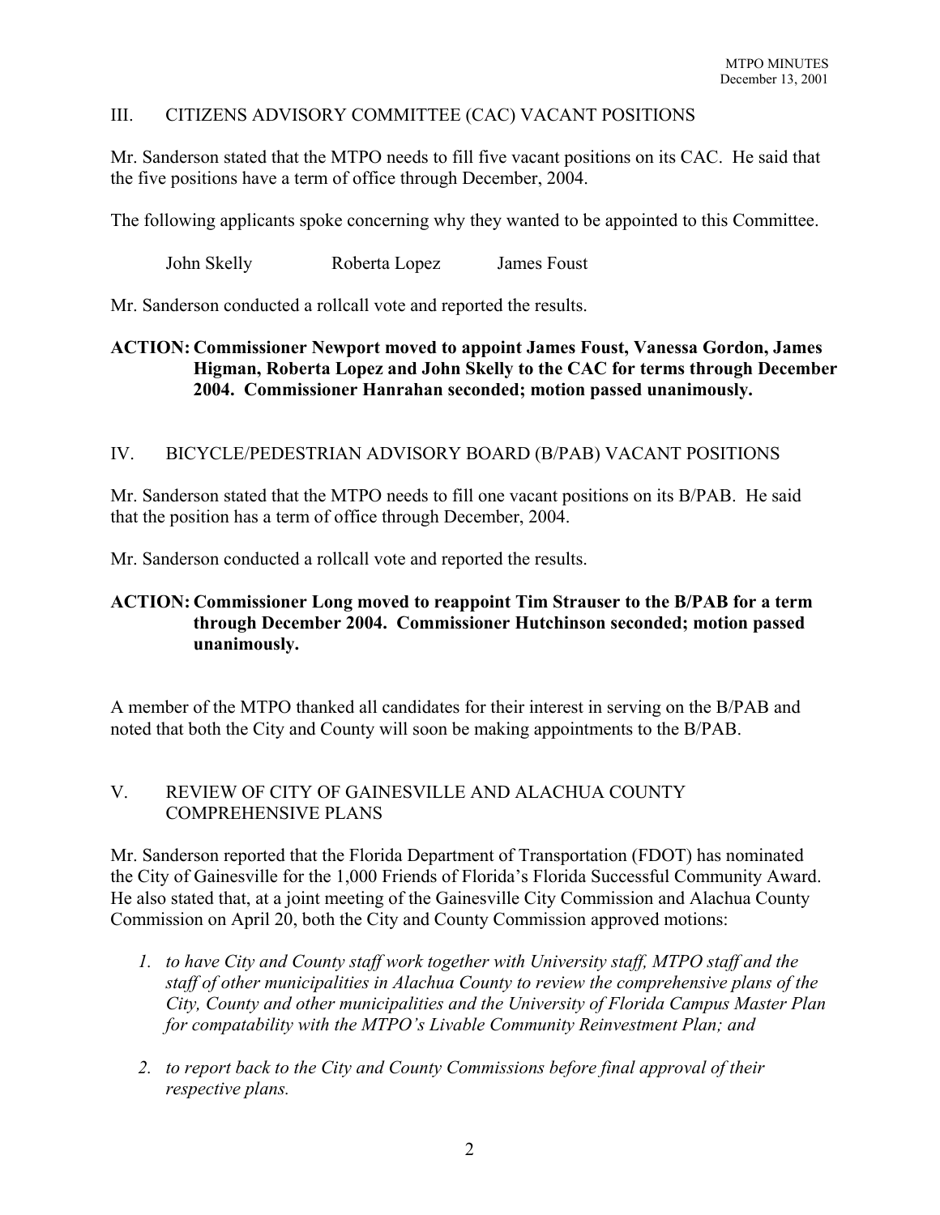## III. CITIZENS ADVISORY COMMITTEE (CAC) VACANT POSITIONS

Mr. Sanderson stated that the MTPO needs to fill five vacant positions on its CAC. He said that the five positions have a term of office through December, 2004.

The following applicants spoke concerning why they wanted to be appointed to this Committee.

John Skelly     Roberta Lopez     James Foust

Mr. Sanderson conducted a rollcall vote and reported the results.

**ACTION: Commissioner Newport moved to appoint James Foust, Vanessa Gordon, James Higman, Roberta Lopez and John Skelly to the CAC for terms through December 2004. Commissioner Hanrahan seconded; motion passed unanimously.**

## IV. BICYCLE/PEDESTRIAN ADVISORY BOARD (B/PAB) VACANT POSITIONS

Mr. Sanderson stated that the MTPO needs to fill one vacant positions on its B/PAB. He said that the position has a term of office through December, 2004.

Mr. Sanderson conducted a rollcall vote and reported the results.

**ACTION: Commissioner Long moved to reappoint Tim Strauser to the B/PAB for a term through December 2004. Commissioner Hutchinson seconded; motion passed unanimously.**

A member of the MTPO thanked all candidates for their interest in serving on the B/PAB and noted that both the City and County will soon be making appointments to the B/PAB.

## V. REVIEW OF CITY OF GAINESVILLE AND ALACHUA COUNTY COMPREHENSIVE PLANS

Mr. Sanderson reported that the Florida Department of Transportation (FDOT) has nominated the City of Gainesville for the 1,000 Friends of Florida's Florida Successful Community Award. He also stated that, at a joint meeting of the Gainesville City Commission and Alachua County Commission on April 20, both the City and County Commission approved motions:

1. *to have City and County staff work together with University staff, MTPO staff and the staff of other municipalities in Alachua County to review the comprehensive plans of the City, County and other municipalities and the University of Florida Campus Master Plan for compatability with the MTPO's Livable Community Reinvestment Plan; and*

2. *to report back to the City and County Commissions before final approval of their respective plans.*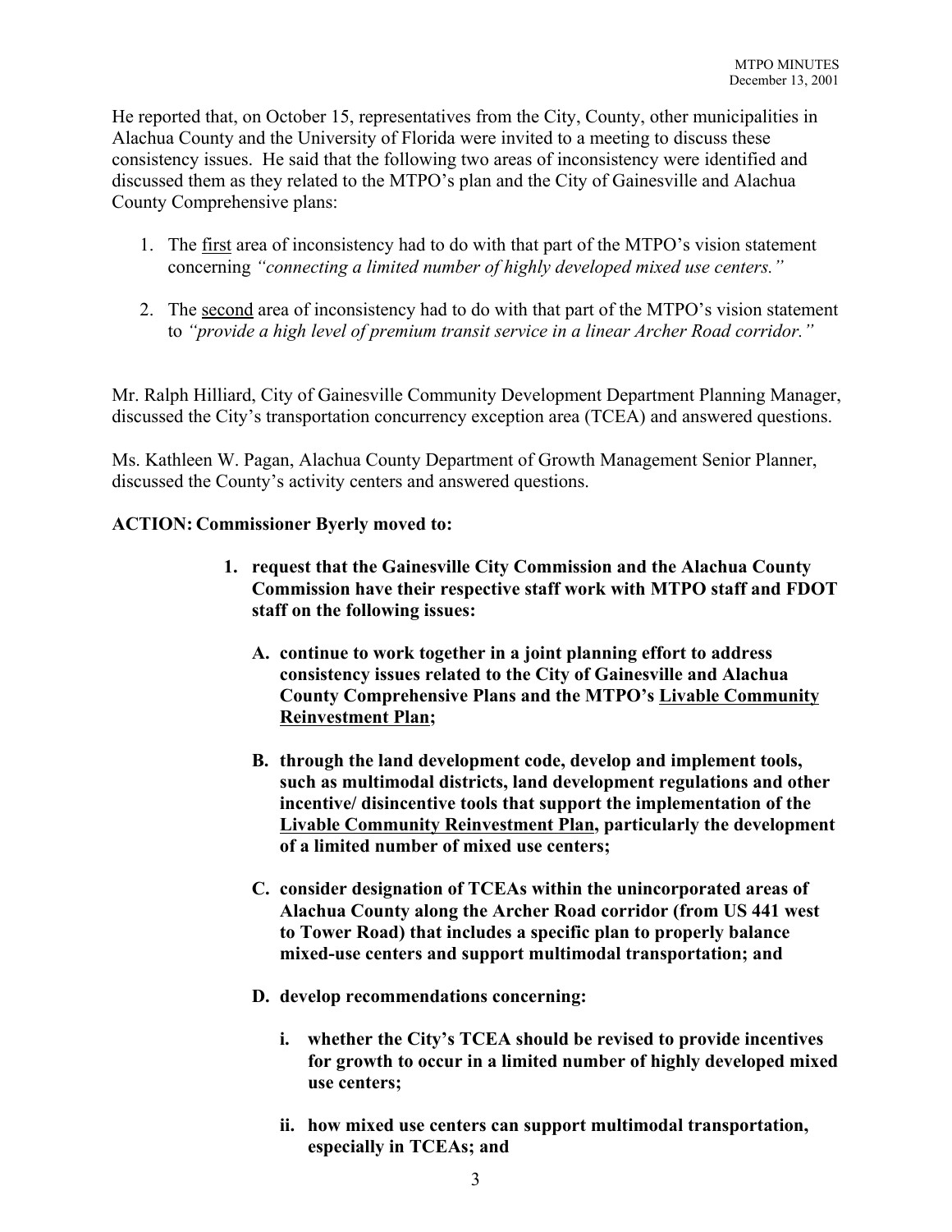He reported that, on October 15, representatives from the City, County, other municipalities in Alachua County and the University of Florida were invited to a meeting to discuss these consistency issues. He said that the following two areas of inconsistency were identified and discussed them as they related to the MTPO's plan and the City of Gainesville and Alachua County Comprehensive plans:

1. The <u>first</u> area of inconsistency had to do with that part of the MTPO's vision statement concerning *"connecting a limited number of highly developed mixed use centers."*

2. The <u>second</u> area of inconsistency had to do with that part of the MTPO's vision statement to *"provide a high level of premium transit service in a linear Archer Road corridor."*

Mr. Ralph Hilliard, City of Gainesville Community Development Department Planning Manager, discussed the City's transportation concurrency exception area (TCEA) and answered questions.

Ms. Kathleen W. Pagan, Alachua County Department of Growth Management Senior Planner, discussed the County's activity centers and answered questions.

**ACTION: Commissioner Byerly moved to:**

1. **request that the Gainesville City Commission and the Alachua County Commission have their respective staff work with MTPO staff and FDOT staff on the following issues:**

   **A. continue to work together in a joint planning effort to address consistency issues related to the City of Gainesville and Alachua County Comprehensive Plans and the MTPO's <u>Livable Community Reinvestment Plan</u>;**

   **B. through the land development code, develop and implement tools, such as multimodal districts, land development regulations and other incentive/ disincentive tools that support the implementation of the <u>Livable Community Reinvestment Plan</u>, particularly the development of a limited number of mixed use centers;**

   **C. consider designation of TCEAs within the unincorporated areas of Alachua County along the Archer Road corridor (from US 441 west to Tower Road) that includes a specific plan to properly balance mixed-use centers and support multimodal transportation; and**

   **D. develop recommendations concerning:**

      **i. whether the City's TCEA should be revised to provide incentives for growth to occur in a limited number of highly developed mixed use centers;**

      **ii. how mixed use centers can support multimodal transportation, especially in TCEAs; and**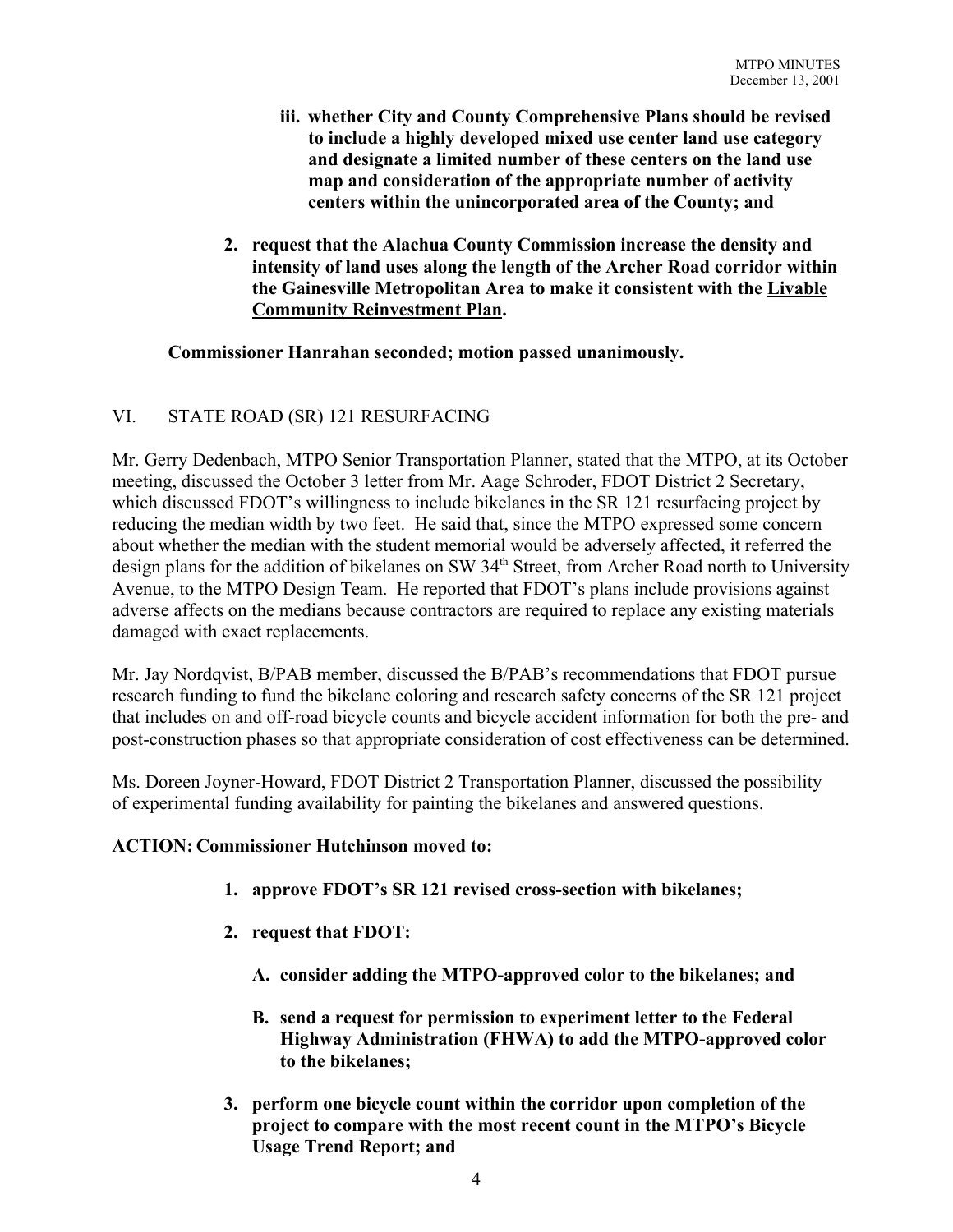**iii. whether City and County Comprehensive Plans should be revised to include a highly developed mixed use center land use category and designate a limited number of these centers on the land use map and consideration of the appropriate number of activity centers within the unincorporated area of the County; and**

**2. request that the Alachua County Commission increase the density and intensity of land uses along the length of the Archer Road corridor within the Gainesville Metropolitan Area to make it consistent with the Livable Community Reinvestment Plan.**

**Commissioner Hanrahan seconded; motion passed unanimously.**

## VI. STATE ROAD (SR) 121 RESURFACING

Mr. Gerry Dedenbach, MTPO Senior Transportation Planner, stated that the MTPO, at its October meeting, discussed the October 3 letter from Mr. Aage Schroder, FDOT District 2 Secretary, which discussed FDOT's willingness to include bikelanes in the SR 121 resurfacing project by reducing the median width by two feet. He said that, since the MTPO expressed some concern about whether the median with the student memorial would be adversely affected, it referred the design plans for the addition of bikelanes on SW 34th Street, from Archer Road north to University Avenue, to the MTPO Design Team. He reported that FDOT's plans include provisions against adverse affects on the medians because contractors are required to replace any existing materials damaged with exact replacements.

Mr. Jay Nordqvist, B/PAB member, discussed the B/PAB's recommendations that FDOT pursue research funding to fund the bikelane coloring and research safety concerns of the SR 121 project that includes on and off-road bicycle counts and bicycle accident information for both the pre- and post-construction phases so that appropriate consideration of cost effectiveness can be determined.

Ms. Doreen Joyner-Howard, FDOT District 2 Transportation Planner, discussed the possibility of experimental funding availability for painting the bikelanes and answered questions.

**ACTION: Commissioner Hutchinson moved to:**

**1. approve FDOT's SR 121 revised cross-section with bikelanes;**

**2. request that FDOT:**

**A. consider adding the MTPO-approved color to the bikelanes; and**

**B. send a request for permission to experiment letter to the Federal Highway Administration (FHWA) to add the MTPO-approved color to the bikelanes;**

**3. perform one bicycle count within the corridor upon completion of the project to compare with the most recent count in the MTPO's Bicycle Usage Trend Report; and**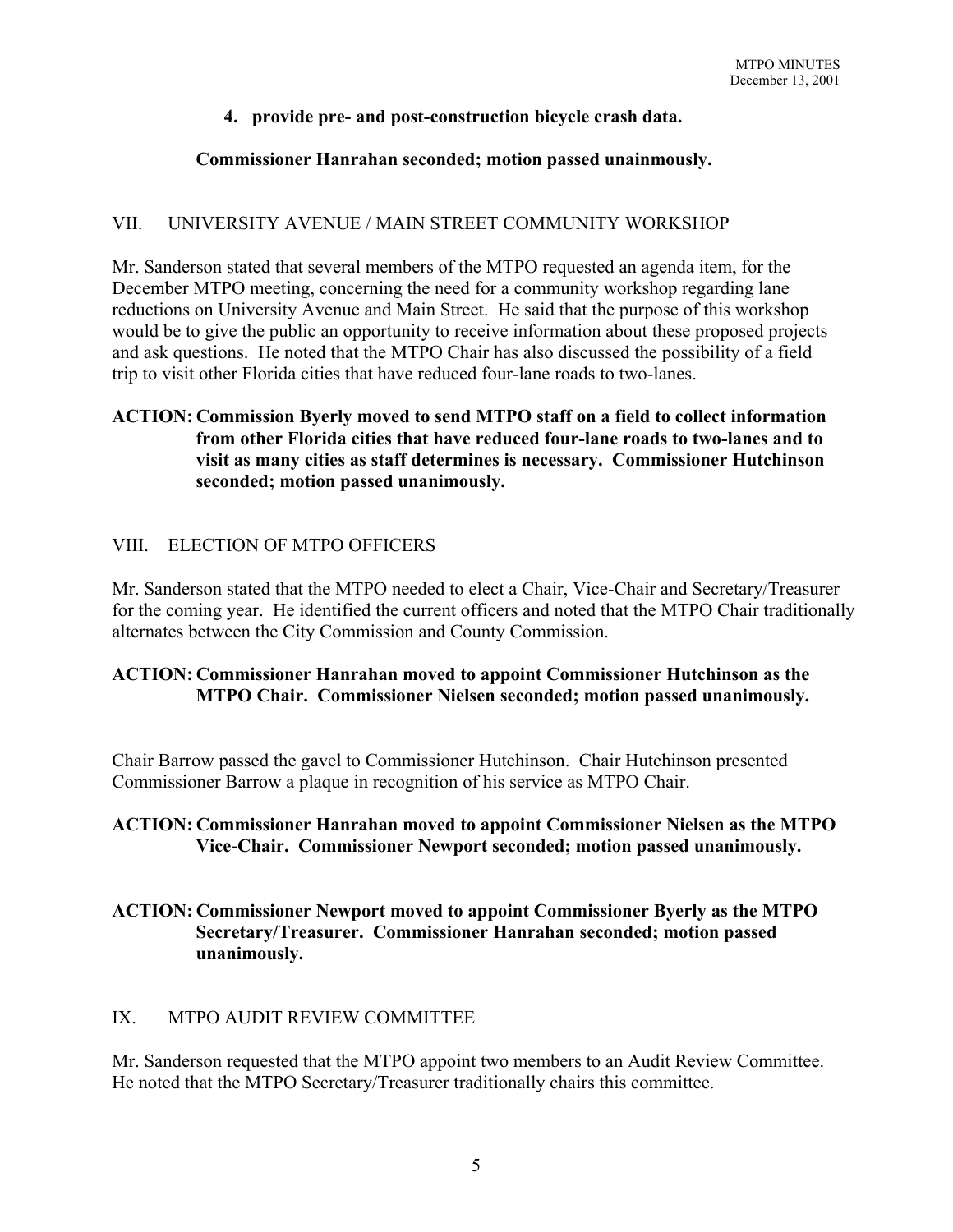**4. provide pre- and post-construction bicycle crash data.**

**Commissioner Hanrahan seconded; motion passed unainmously.**

## VII. UNIVERSITY AVENUE / MAIN STREET COMMUNITY WORKSHOP

Mr. Sanderson stated that several members of the MTPO requested an agenda item, for the December MTPO meeting, concerning the need for a community workshop regarding lane reductions on University Avenue and Main Street. He said that the purpose of this workshop would be to give the public an opportunity to receive information about these proposed projects and ask questions. He noted that the MTPO Chair has also discussed the possibility of a field trip to visit other Florida cities that have reduced four-lane roads to two-lanes.

**ACTION: Commission Byerly moved to send MTPO staff on a field to collect information from other Florida cities that have reduced four-lane roads to two-lanes and to visit as many cities as staff determines is necessary. Commissioner Hutchinson seconded; motion passed unanimously.**

## VIII. ELECTION OF MTPO OFFICERS

Mr. Sanderson stated that the MTPO needed to elect a Chair, Vice-Chair and Secretary/Treasurer for the coming year. He identified the current officers and noted that the MTPO Chair traditionally alternates between the City Commission and County Commission.

**ACTION: Commissioner Hanrahan moved to appoint Commissioner Hutchinson as the MTPO Chair. Commissioner Nielsen seconded; motion passed unanimously.**

Chair Barrow passed the gavel to Commissioner Hutchinson. Chair Hutchinson presented Commissioner Barrow a plaque in recognition of his service as MTPO Chair.

**ACTION: Commissioner Hanrahan moved to appoint Commissioner Nielsen as the MTPO Vice-Chair. Commissioner Newport seconded; motion passed unanimously.**

**ACTION: Commissioner Newport moved to appoint Commissioner Byerly as the MTPO Secretary/Treasurer. Commissioner Hanrahan seconded; motion passed unanimously.**

## IX. MTPO AUDIT REVIEW COMMITTEE

Mr. Sanderson requested that the MTPO appoint two members to an Audit Review Committee. He noted that the MTPO Secretary/Treasurer traditionally chairs this committee.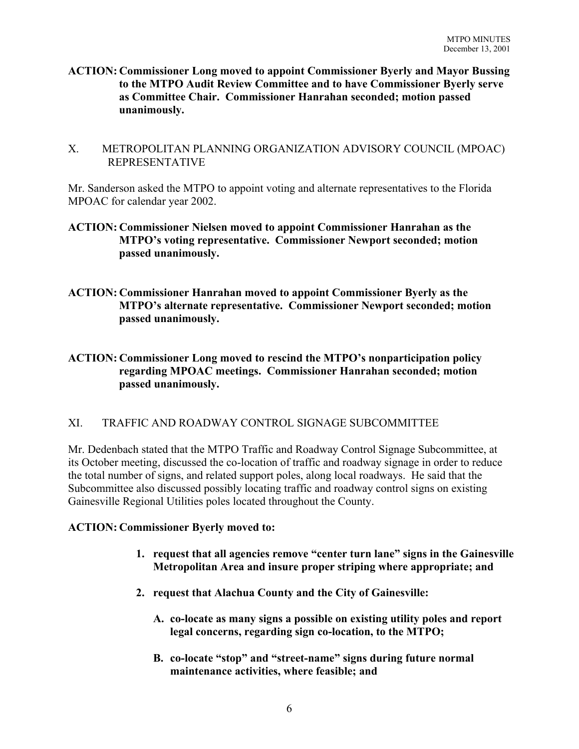**ACTION: Commissioner Long moved to appoint Commissioner Byerly and Mayor Bussing to the MTPO Audit Review Committee and to have Commissioner Byerly serve as Committee Chair. Commissioner Hanrahan seconded; motion passed unanimously.**

## X. METROPOLITAN PLANNING ORGANIZATION ADVISORY COUNCIL (MPOAC) REPRESENTATIVE

Mr. Sanderson asked the MTPO to appoint voting and alternate representatives to the Florida MPOAC for calendar year 2002.

**ACTION: Commissioner Nielsen moved to appoint Commissioner Hanrahan as the MTPO's voting representative. Commissioner Newport seconded; motion passed unanimously.**

**ACTION: Commissioner Hanrahan moved to appoint Commissioner Byerly as the MTPO's alternate representative. Commissioner Newport seconded; motion passed unanimously.**

**ACTION: Commissioner Long moved to rescind the MTPO's nonparticipation policy regarding MPOAC meetings. Commissioner Hanrahan seconded; motion passed unanimously.**

## XI. TRAFFIC AND ROADWAY CONTROL SIGNAGE SUBCOMMITTEE

Mr. Dedenbach stated that the MTPO Traffic and Roadway Control Signage Subcommittee, at its October meeting, discussed the co-location of traffic and roadway signage in order to reduce the total number of signs, and related support poles, along local roadways. He said that the Subcommittee also discussed possibly locating traffic and roadway control signs on existing Gainesville Regional Utilities poles located throughout the County.

**ACTION: Commissioner Byerly moved to:**

1. **request that all agencies remove "center turn lane" signs in the Gainesville Metropolitan Area and insure proper striping where appropriate; and**
2. **request that Alachua County and the City of Gainesville:**
   - **A. co-locate as many signs a possible on existing utility poles and report legal concerns, regarding sign co-location, to the MTPO;**
   - **B. co-locate "stop" and "street-name" signs during future normal maintenance activities, where feasible; and**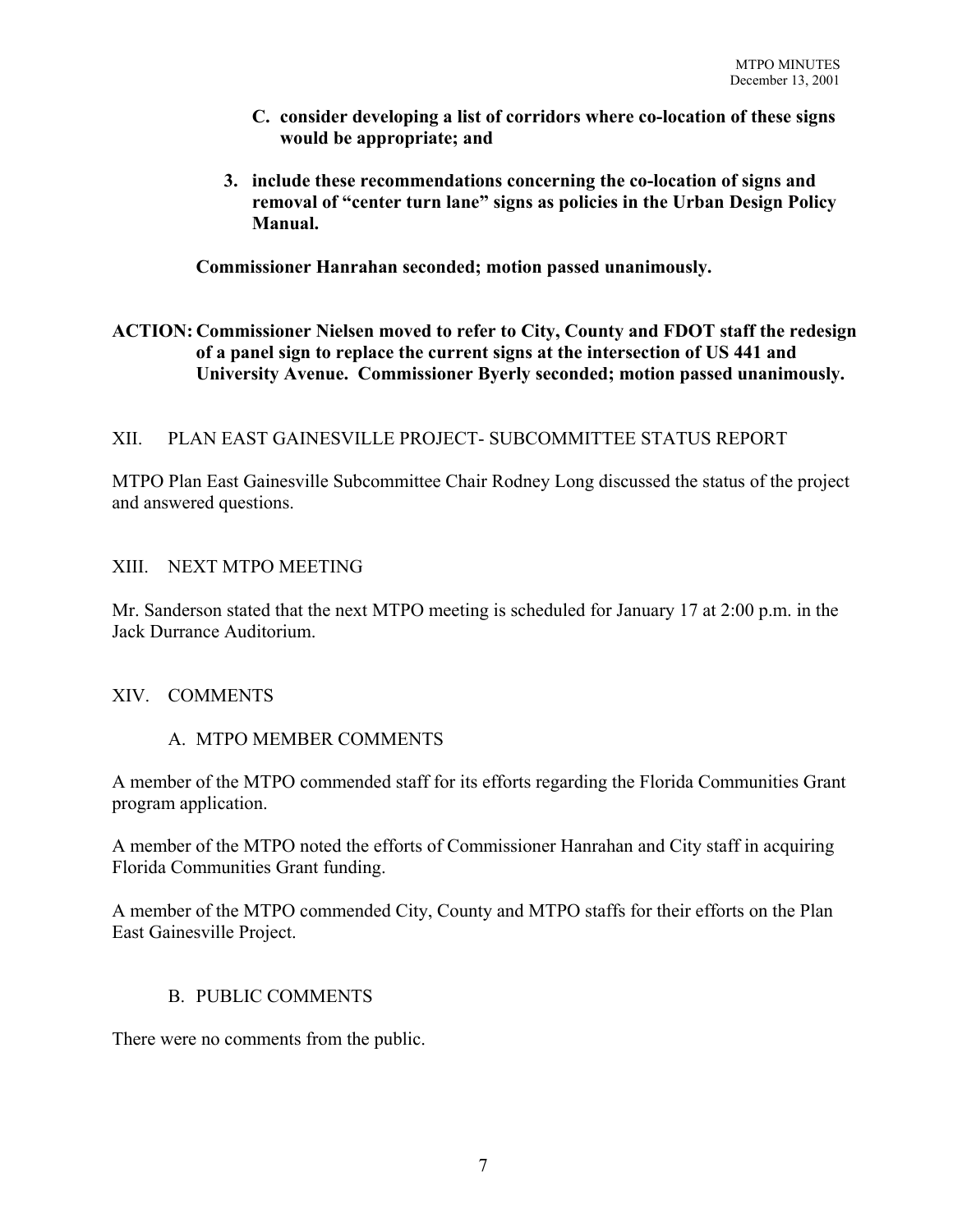**C. consider developing a list of corridors where co-location of these signs would be appropriate; and**

**3. include these recommendations concerning the co-location of signs and removal of "center turn lane" signs as policies in the Urban Design Policy Manual.**

**Commissioner Hanrahan seconded; motion passed unanimously.**

**ACTION: Commissioner Nielsen moved to refer to City, County and FDOT staff the redesign of a panel sign to replace the current signs at the intersection of US 441 and University Avenue. Commissioner Byerly seconded; motion passed unanimously.**

## XII. PLAN EAST GAINESVILLE PROJECT- SUBCOMMITTEE STATUS REPORT

MTPO Plan East Gainesville Subcommittee Chair Rodney Long discussed the status of the project and answered questions.

## XIII. NEXT MTPO MEETING

Mr. Sanderson stated that the next MTPO meeting is scheduled for January 17 at 2:00 p.m. in the Jack Durrance Auditorium.

## XIV. COMMENTS

### A. MTPO MEMBER COMMENTS

A member of the MTPO commended staff for its efforts regarding the Florida Communities Grant program application.

A member of the MTPO noted the efforts of Commissioner Hanrahan and City staff in acquiring Florida Communities Grant funding.

A member of the MTPO commended City, County and MTPO staffs for their efforts on the Plan East Gainesville Project.

### B. PUBLIC COMMENTS

There were no comments from the public.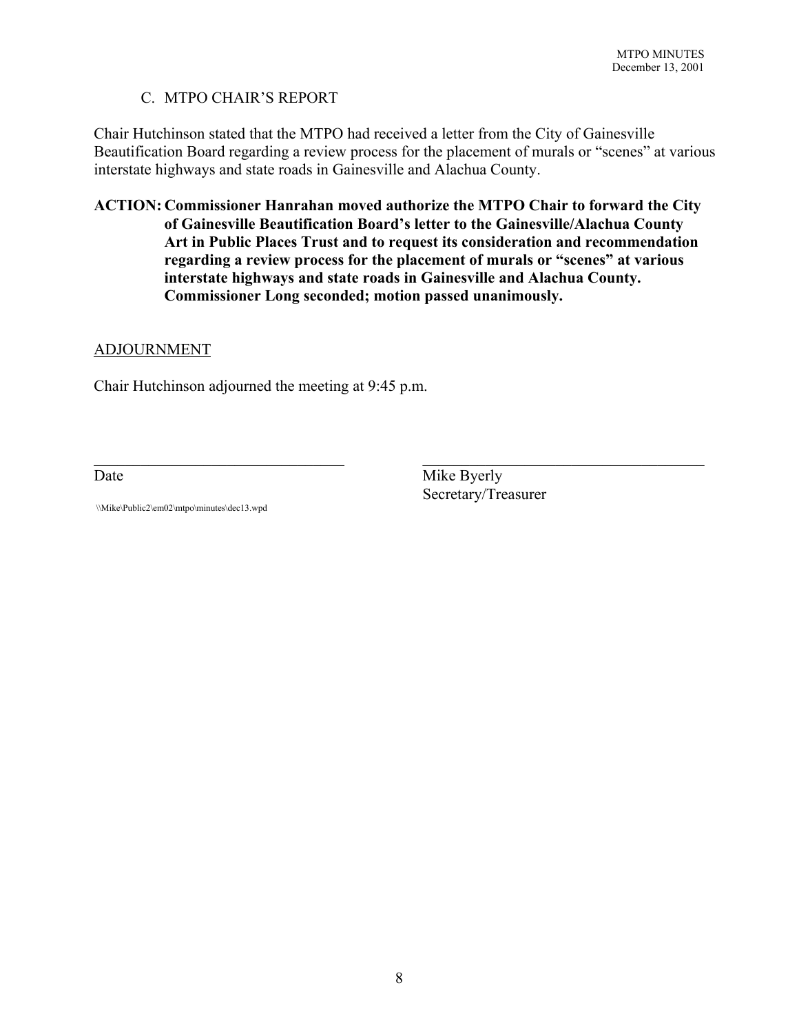C. MTPO CHAIR'S REPORT

Chair Hutchinson stated that the MTPO had received a letter from the City of Gainesville Beautification Board regarding a review process for the placement of murals or "scenes" at various interstate highways and state roads in Gainesville and Alachua County.

**ACTION: Commissioner Hanrahan moved authorize the MTPO Chair to forward the City of Gainesville Beautification Board's letter to the Gainesville/Alachua County Art in Public Places Trust and to request its consideration and recommendation regarding a review process for the placement of murals or "scenes" at various interstate highways and state roads in Gainesville and Alachua County. Commissioner Long seconded; motion passed unanimously.**

<u>ADJOURNMENT</u>

Chair Hutchinson adjourned the meeting at 9:45 p.m.

_______________________________ &nbsp;&nbsp;&nbsp;&nbsp; _______________________________

Date &nbsp;&nbsp;&nbsp;&nbsp; Mike Byerly
Secretary/Treasurer

\\Mike\Public2\em02\mtpo\minutes\dec13.wpd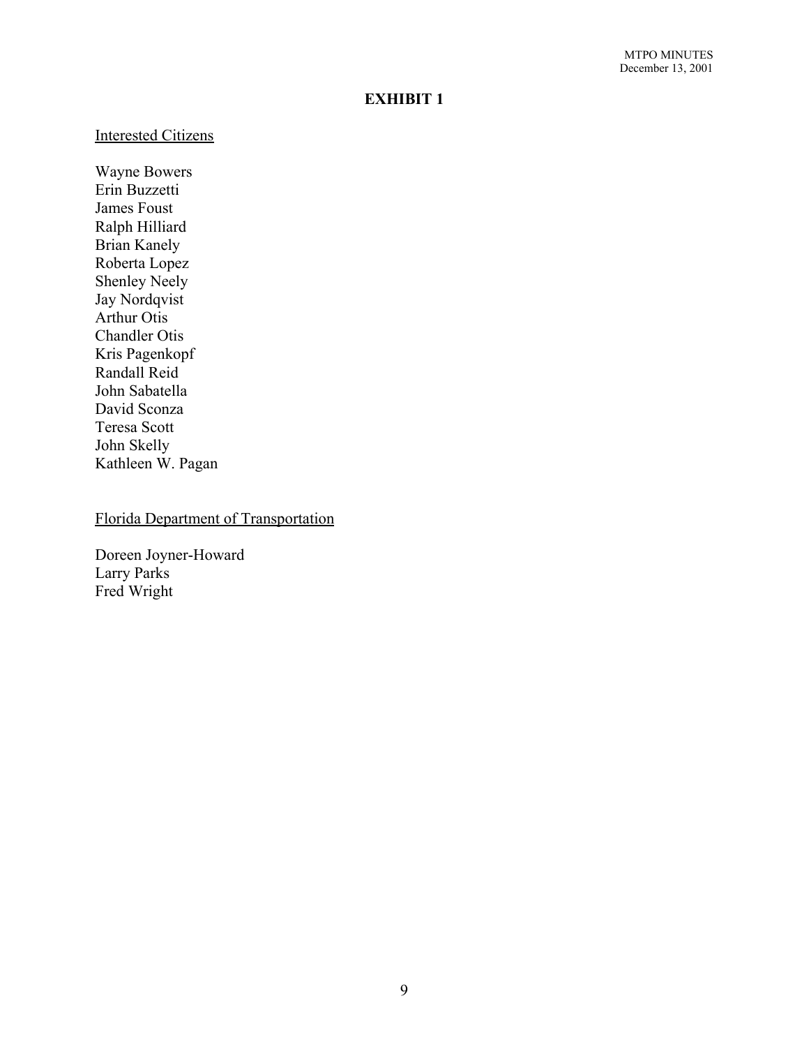# EXHIBIT 1

Interested Citizens

Wayne Bowers
Erin Buzzetti
James Foust
Ralph Hilliard
Brian Kanely
Roberta Lopez
Shenley Neely
Jay Nordqvist
Arthur Otis
Chandler Otis
Kris Pagenkopf
Randall Reid
John Sabatella
David Sconza
Teresa Scott
John Skelly
Kathleen W. Pagan

Florida Department of Transportation

Doreen Joyner-Howard
Larry Parks
Fred Wright